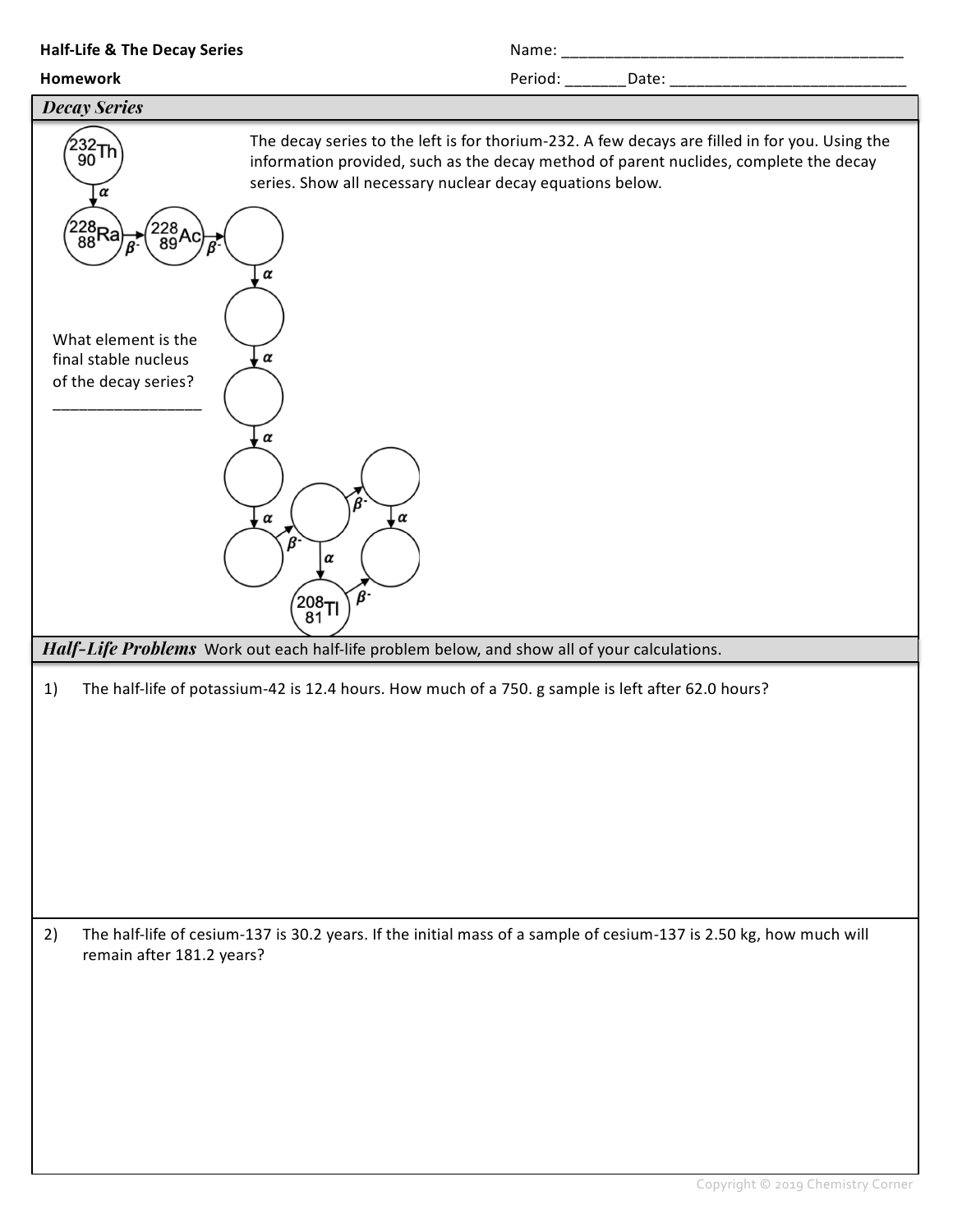**Half-Life & The Decay Series**

**Homework**

Name: ________________________________________

Period: _______Date: ____________________________

## *Decay Series*

The decay series to the left is for thorium-232. A few decays are filled in for you. Using the information provided, such as the decay method of parent nuclides, complete the decay series. Show all necessary nuclear decay equations below.

$^{232}_{90}Th \xrightarrow{\alpha} {}^{228}_{88}Ra \xrightarrow{\beta^-} {}^{228}_{89}Ac \xrightarrow{\beta^-}$ ( ) $\xrightarrow{\alpha}$ ( ) $\xrightarrow{\alpha}$ ( ) $\xrightarrow{\alpha}$ ( ) $\xrightarrow{\alpha}$ ( ) $\xrightarrow{\beta^-}$ ( ) $\xrightarrow{\beta^-}$ ( ) $\xrightarrow{\alpha}$ ( ) … $\xrightarrow{\alpha}$ $^{208}_{81}Tl \xrightarrow{\beta^-}$ ( )

What element is the final stable nucleus of the decay series?

_________________

## *Half-Life Problems* Work out each half-life problem below, and show all of your calculations.

1) The half-life of potassium-42 is 12.4 hours. How much of a 750. g sample is left after 62.0 hours?

2) The half-life of cesium-137 is 30.2 years. If the initial mass of a sample of cesium-137 is 2.50 kg, how much will remain after 181.2 years?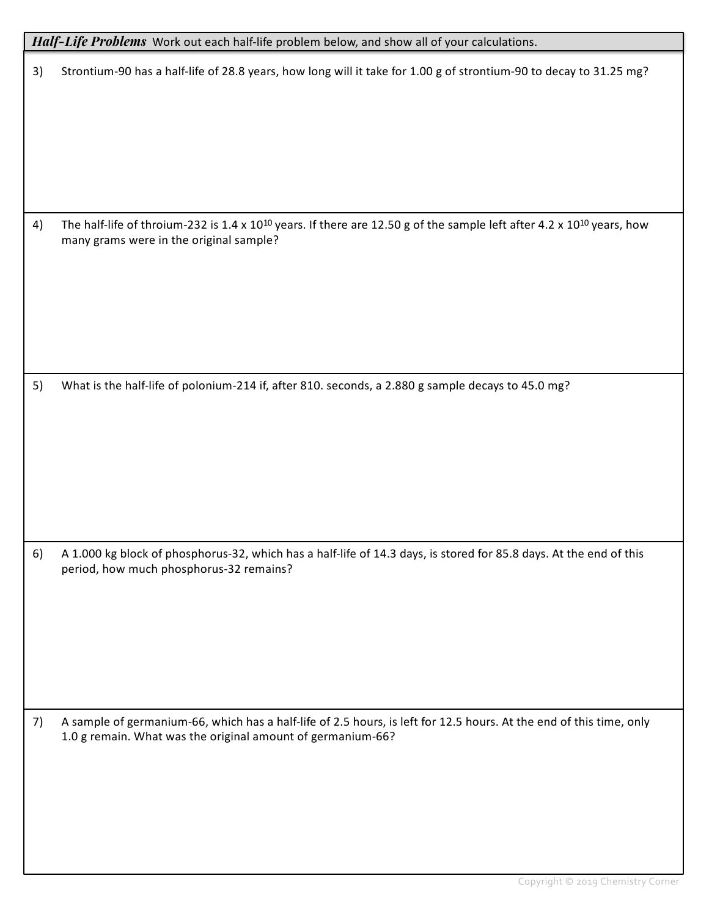***Half-Life Problems*** Work out each half-life problem below, and show all of your calculations.

3) Strontium-90 has a half-life of 28.8 years, how long will it take for 1.00 g of strontium-90 to decay to 31.25 mg?

4) The half-life of throium-232 is $1.4 \times 10^{10}$ years. If there are 12.50 g of the sample left after $4.2 \times 10^{10}$ years, how many grams were in the original sample?

5) What is the half-life of polonium-214 if, after 810. seconds, a 2.880 g sample decays to 45.0 mg?

6) A 1.000 kg block of phosphorus-32, which has a half-life of 14.3 days, is stored for 85.8 days. At the end of this period, how much phosphorus-32 remains?

7) A sample of germanium-66, which has a half-life of 2.5 hours, is left for 12.5 hours. At the end of this time, only 1.0 g remain. What was the original amount of germanium-66?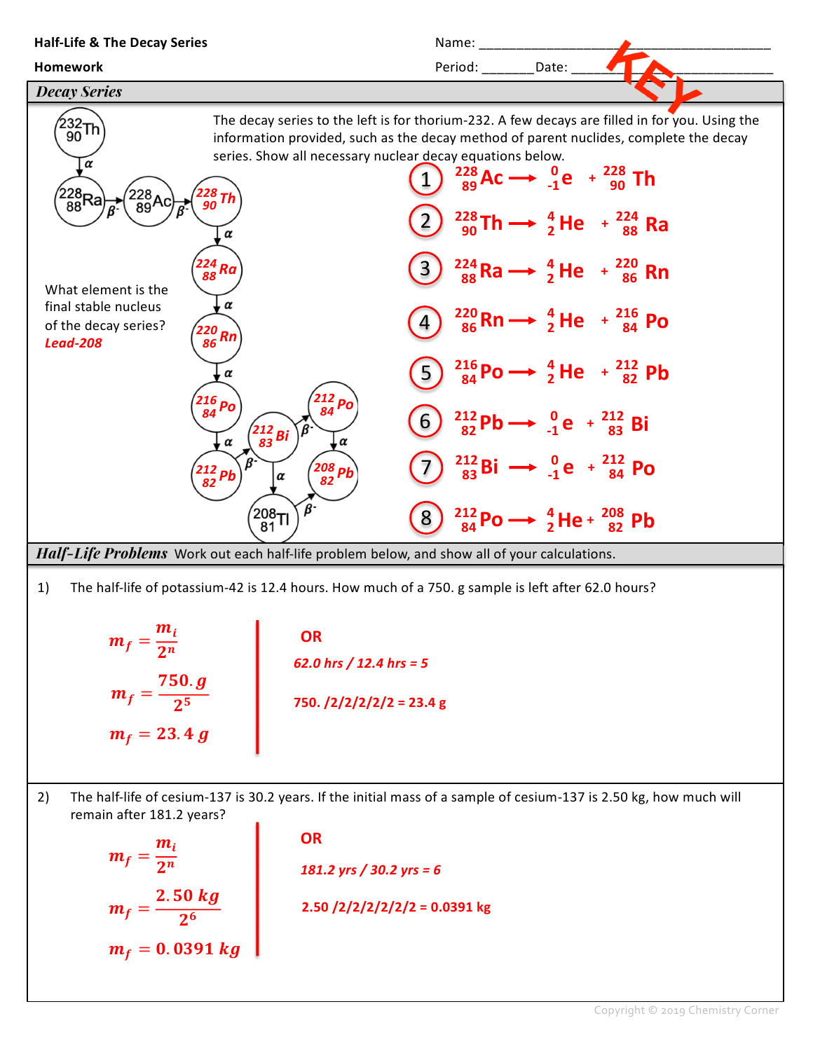**Half-Life & The Decay Series**

**Homework**

Name: KEY

Period: _______ Date: ___________

## *Decay Series*

The decay series to the left is for thorium-232. A few decays are filled in for you. Using the information provided, such as the decay method of parent nuclides, complete the decay series. Show all necessary nuclear decay equations below.

$^{232}_{90}Th \xrightarrow{\alpha} {}^{228}_{88}Ra \xrightarrow{\beta^-} {}^{228}_{89}Ac \xrightarrow{\beta^-} {}^{228}_{90}Th \xrightarrow{\alpha} {}^{224}_{88}Ra \xrightarrow{\alpha} {}^{220}_{86}Rn \xrightarrow{\alpha} {}^{216}_{84}Po \xrightarrow{\alpha} {}^{212}_{82}Pb \xrightarrow{\beta^-} {}^{212}_{83}Bi$

$^{212}_{83}Bi \xrightarrow{\beta^-} {}^{212}_{84}Po \xrightarrow{\alpha} {}^{208}_{82}Pb$

$^{212}_{83}Bi \xrightarrow{\alpha} {}^{208}_{81}Tl \xrightarrow{\beta^-} {}^{208}_{82}Pb$

What element is the final stable nucleus of the decay series? *Lead-208*

1. $^{228}_{89}Ac \rightarrow {}^{0}_{-1}e + {}^{228}_{90}Th$
2. $^{228}_{90}Th \rightarrow {}^{4}_{2}He + {}^{224}_{88}Ra$
3. $^{224}_{88}Ra \rightarrow {}^{4}_{2}He + {}^{220}_{86}Rn$
4. $^{220}_{86}Rn \rightarrow {}^{4}_{2}He + {}^{216}_{84}Po$
5. $^{216}_{84}Po \rightarrow {}^{4}_{2}He + {}^{212}_{82}Pb$
6. $^{212}_{82}Pb \rightarrow {}^{0}_{-1}e + {}^{212}_{83}Bi$
7. $^{212}_{83}Bi \rightarrow {}^{0}_{-1}e + {}^{212}_{84}Po$
8. $^{212}_{84}Po \rightarrow {}^{4}_{2}He + {}^{208}_{82}Pb$

## *Half-Life Problems*

Work out each half-life problem below, and show all of your calculations.

1) The half-life of potassium-42 is 12.4 hours. How much of a 750. g sample is left after 62.0 hours?

$$m_f = \frac{m_i}{2^n}$$

$$m_f = \frac{750.\,g}{2^5}$$

$$m_f = 23.4\ g$$

OR

*62.0 hrs / 12.4 hrs = 5*

750. /2/2/2/2/2 = 23.4 g

2) The half-life of cesium-137 is 30.2 years. If the initial mass of a sample of cesium-137 is 2.50 kg, how much will remain after 181.2 years?

$$m_f = \frac{m_i}{2^n}$$

$$m_f = \frac{2.50\ kg}{2^6}$$

$$m_f = 0.0391\ kg$$

OR

*181.2 yrs / 30.2 yrs = 6*

2.50 /2/2/2/2/2/2 = 0.0391 kg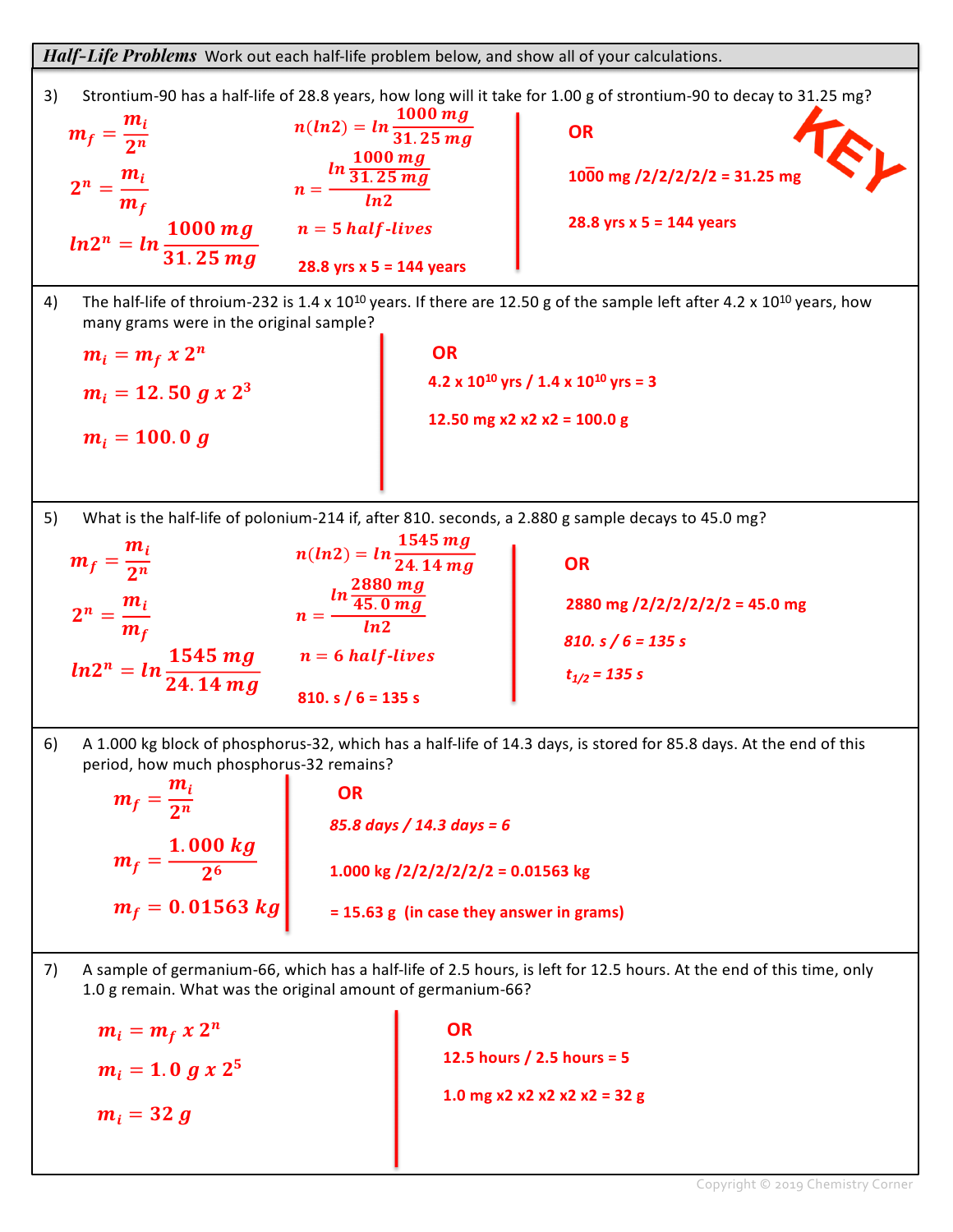***Half-Life Problems*** Work out each half-life problem below, and show all of your calculations.

KEY

3) Strontium-90 has a half-life of 28.8 years, how long will it take for 1.00 g of strontium-90 to decay to 31.25 mg?

$$m_f = \frac{m_i}{2^n}$$

$$2^n = \frac{m_i}{m_f}$$

$$\ln 2^n = \ln \frac{1000\ mg}{31.25\ mg}$$

$$n(\ln 2) = \ln \frac{1000\ mg}{31.25\ mg}$$

$$n = \frac{\ln \frac{1000\ mg}{31.25\ mg}}{\ln 2}$$

$$n = 5\ half\text{-}lives$$

28.8 yrs x 5 = 144 years

OR

$1\bar{0}00$ mg /2/2/2/2/2 = 31.25 mg

28.8 yrs x 5 = 144 years

4) The half-life of throium-232 is 1.4 x $10^{10}$ years. If there are 12.50 g of the sample left after 4.2 x $10^{10}$ years, how many grams were in the original sample?

$$m_i = m_f\ x\ 2^n$$

$$m_i = 12.50\ g\ x\ 2^3$$

$$m_i = 100.0\ g$$

OR

4.2 x $10^{10}$ yrs / 1.4 x $10^{10}$ yrs = 3

12.50 mg x2 x2 x2 = 100.0 g

5) What is the half-life of polonium-214 if, after 810. seconds, a 2.880 g sample decays to 45.0 mg?

$$m_f = \frac{m_i}{2^n}$$

$$2^n = \frac{m_i}{m_f}$$

$$\ln 2^n = \ln \frac{1545\ mg}{24.14\ mg}$$

$$n(\ln 2) = \ln \frac{1545\ mg}{24.14\ mg}$$

$$n = \frac{\ln \frac{2880\ mg}{45.0\ mg}}{\ln 2}$$

$$n = 6\ half\text{-}lives$$

810. s / 6 = 135 s

OR

2880 mg /2/2/2/2/2/2 = 45.0 mg

*810. s / 6 = 135 s*

*$t_{1/2}$ = 135 s*

6) A 1.000 kg block of phosphorus-32, which has a half-life of 14.3 days, is stored for 85.8 days. At the end of this period, how much phosphorus-32 remains?

$$m_f = \frac{m_i}{2^n}$$

$$m_f = \frac{1.000\ kg}{2^6}$$

$$m_f = 0.01563\ kg$$

OR

*85.8 days / 14.3 days = 6*

1.000 kg /2/2/2/2/2/2 = 0.01563 kg

= 15.63 g (in case they answer in grams)

7) A sample of germanium-66, which has a half-life of 2.5 hours, is left for 12.5 hours. At the end of this time, only 1.0 g remain. What was the original amount of germanium-66?

$$m_i = m_f\ x\ 2^n$$

$$m_i = 1.0\ g\ x\ 2^5$$

$$m_i = 32\ g$$

OR

12.5 hours / 2.5 hours = 5

1.0 mg x2 x2 x2 x2 x2 = 32 g

Copyright © 2019 Chemistry Corner